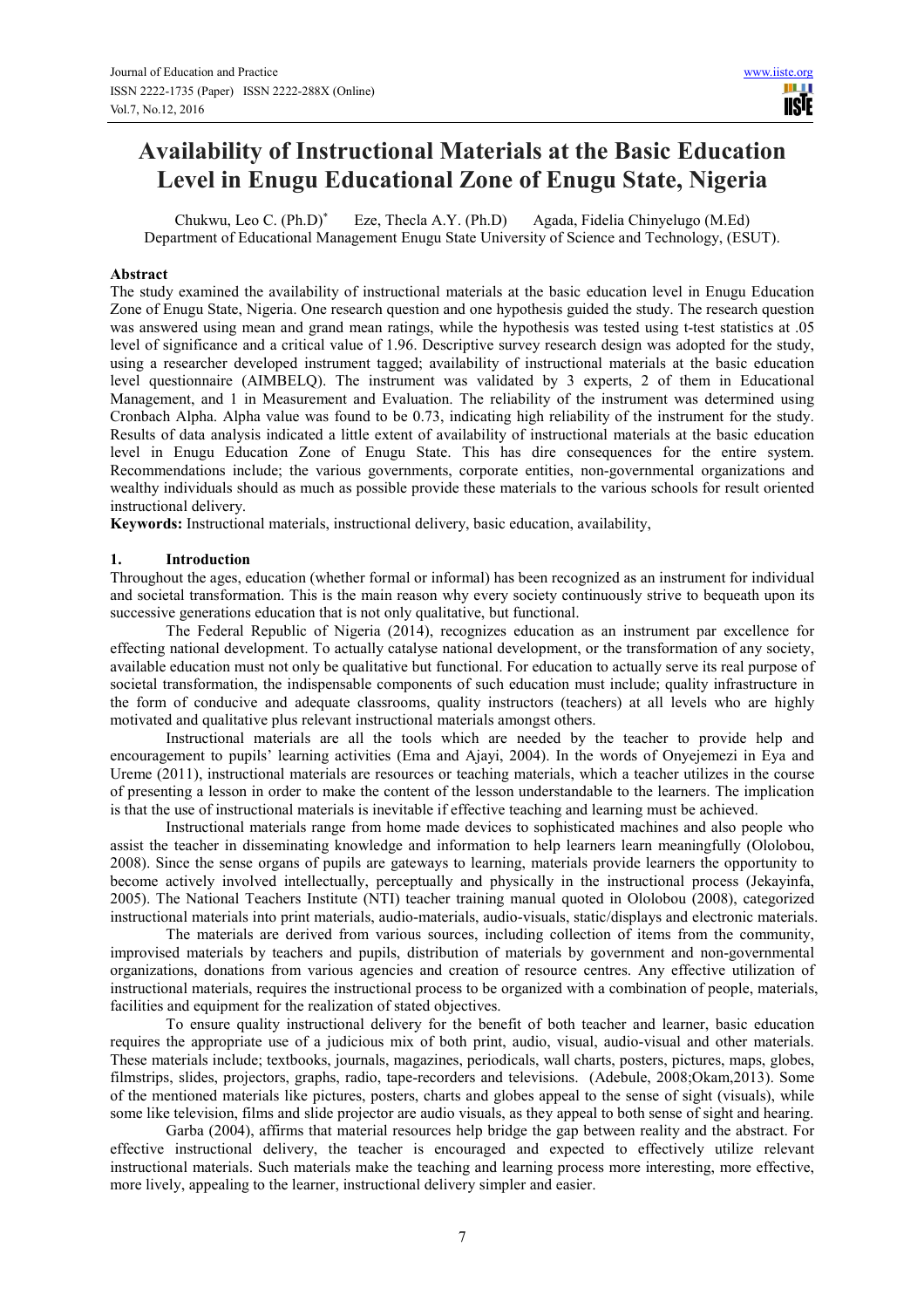# Availability of Instructional Materials at the Basic Education Level in Enugu Educational Zone of Enugu State, Nigeria

Chukwu, Leo C. (Ph.D)* Eze, Thecla A.Y. (Ph.D) Agada, Fidelia Chinyelugo (M.Ed)
Department of Educational Management Enugu State University of Science and Technology, (ESUT).

## Abstract

The study examined the availability of instructional materials at the basic education level in Enugu Education Zone of Enugu State, Nigeria. One research question and one hypothesis guided the study. The research question was answered using mean and grand mean ratings, while the hypothesis was tested using t-test statistics at .05 level of significance and a critical value of 1.96. Descriptive survey research design was adopted for the study, using a researcher developed instrument tagged; availability of instructional materials at the basic education level questionnaire (AIMBELQ). The instrument was validated by 3 experts, 2 of them in Educational Management, and 1 in Measurement and Evaluation. The reliability of the instrument was determined using Cronbach Alpha. Alpha value was found to be 0.73, indicating high reliability of the instrument for the study. Results of data analysis indicated a little extent of availability of instructional materials at the basic education level in Enugu Education Zone of Enugu State. This has dire consequences for the entire system. Recommendations include; the various governments, corporate entities, non-governmental organizations and wealthy individuals should as much as possible provide these materials to the various schools for result oriented instructional delivery.

**Keywords:** Instructional materials, instructional delivery, basic education, availability,

## 1. Introduction

Throughout the ages, education (whether formal or informal) has been recognized as an instrument for individual and societal transformation. This is the main reason why every society continuously strive to bequeath upon its successive generations education that is not only qualitative, but functional.

The Federal Republic of Nigeria (2014), recognizes education as an instrument par excellence for effecting national development. To actually catalyse national development, or the transformation of any society, available education must not only be qualitative but functional. For education to actually serve its real purpose of societal transformation, the indispensable components of such education must include; quality infrastructure in the form of conducive and adequate classrooms, quality instructors (teachers) at all levels who are highly motivated and qualitative plus relevant instructional materials amongst others.

Instructional materials are all the tools which are needed by the teacher to provide help and encouragement to pupils' learning activities (Ema and Ajayi, 2004). In the words of Onyejemezi in Eya and Ureme (2011), instructional materials are resources or teaching materials, which a teacher utilizes in the course of presenting a lesson in order to make the content of the lesson understandable to the learners. The implication is that the use of instructional materials is inevitable if effective teaching and learning must be achieved.

Instructional materials range from home made devices to sophisticated machines and also people who assist the teacher in disseminating knowledge and information to help learners learn meaningfully (Ololobou, 2008). Since the sense organs of pupils are gateways to learning, materials provide learners the opportunity to become actively involved intellectually, perceptually and physically in the instructional process (Jekayinfa, 2005). The National Teachers Institute (NTI) teacher training manual quoted in Ololobou (2008), categorized instructional materials into print materials, audio-materials, audio-visuals, static/displays and electronic materials.

The materials are derived from various sources, including collection of items from the community, improvised materials by teachers and pupils, distribution of materials by government and non-governmental organizations, donations from various agencies and creation of resource centres. Any effective utilization of instructional materials, requires the instructional process to be organized with a combination of people, materials, facilities and equipment for the realization of stated objectives.

To ensure quality instructional delivery for the benefit of both teacher and learner, basic education requires the appropriate use of a judicious mix of both print, audio, visual, audio-visual and other materials. These materials include; textbooks, journals, magazines, periodicals, wall charts, posters, pictures, maps, globes, filmstrips, slides, projectors, graphs, radio, tape-recorders and televisions. (Adebule, 2008;Okam,2013). Some of the mentioned materials like pictures, posters, charts and globes appeal to the sense of sight (visuals), while some like television, films and slide projector are audio visuals, as they appeal to both sense of sight and hearing.

Garba (2004), affirms that material resources help bridge the gap between reality and the abstract. For effective instructional delivery, the teacher is encouraged and expected to effectively utilize relevant instructional materials. Such materials make the teaching and learning process more interesting, more effective, more lively, appealing to the learner, instructional delivery simpler and easier.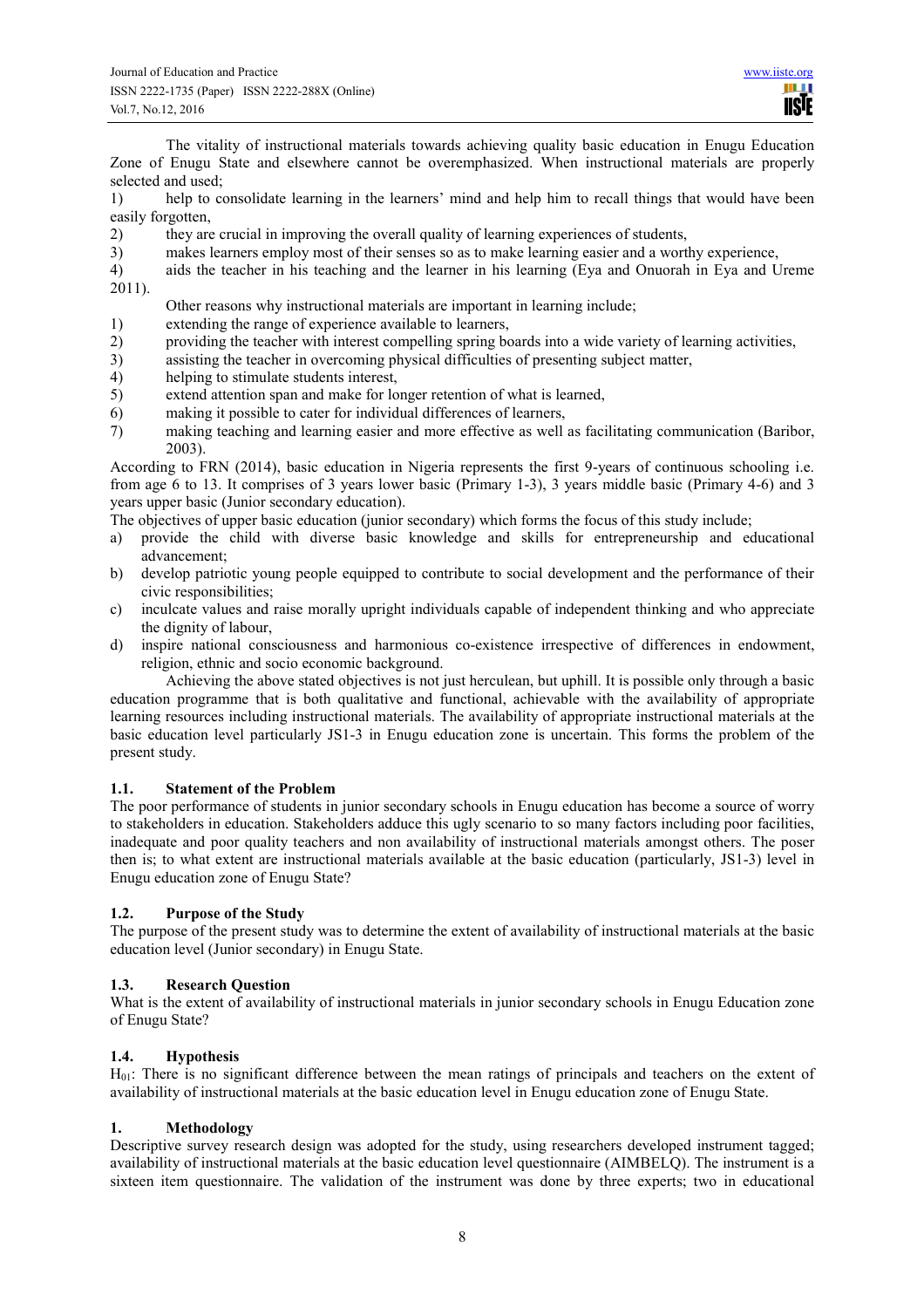The vitality of instructional materials towards achieving quality basic education in Enugu Education Zone of Enugu State and elsewhere cannot be overemphasized. When instructional materials are properly selected and used;

1) help to consolidate learning in the learners' mind and help him to recall things that would have been easily forgotten,
2) they are crucial in improving the overall quality of learning experiences of students,
3) makes learners employ most of their senses so as to make learning easier and a worthy experience,
4) aids the teacher in his teaching and the learner in his learning (Eya and Onuorah in Eya and Ureme 2011).

Other reasons why instructional materials are important in learning include;

1) extending the range of experience available to learners,
2) providing the teacher with interest compelling spring boards into a wide variety of learning activities,
3) assisting the teacher in overcoming physical difficulties of presenting subject matter,
4) helping to stimulate students interest,
5) extend attention span and make for longer retention of what is learned,
6) making it possible to cater for individual differences of learners,
7) making teaching and learning easier and more effective as well as facilitating communication (Baribor, 2003).

According to FRN (2014), basic education in Nigeria represents the first 9-years of continuous schooling i.e. from age 6 to 13. It comprises of 3 years lower basic (Primary 1-3), 3 years middle basic (Primary 4-6) and 3 years upper basic (Junior secondary education).

The objectives of upper basic education (junior secondary) which forms the focus of this study include;

a) provide the child with diverse basic knowledge and skills for entrepreneurship and educational advancement;
b) develop patriotic young people equipped to contribute to social development and the performance of their civic responsibilities;
c) inculcate values and raise morally upright individuals capable of independent thinking and who appreciate the dignity of labour,
d) inspire national consciousness and harmonious co-existence irrespective of differences in endowment, religion, ethnic and socio economic background.

Achieving the above stated objectives is not just herculean, but uphill. It is possible only through a basic education programme that is both qualitative and functional, achievable with the availability of appropriate learning resources including instructional materials. The availability of appropriate instructional materials at the basic education level particularly JS1-3 in Enugu education zone is uncertain. This forms the problem of the present study.

## 1.1. Statement of the Problem

The poor performance of students in junior secondary schools in Enugu education has become a source of worry to stakeholders in education. Stakeholders adduce this ugly scenario to so many factors including poor facilities, inadequate and poor quality teachers and non availability of instructional materials amongst others. The poser then is; to what extent are instructional materials available at the basic education (particularly, JS1-3) level in Enugu education zone of Enugu State?

## 1.2. Purpose of the Study

The purpose of the present study was to determine the extent of availability of instructional materials at the basic education level (Junior secondary) in Enugu State.

## 1.3. Research Question

What is the extent of availability of instructional materials in junior secondary schools in Enugu Education zone of Enugu State?

## 1.4. Hypothesis

$H_{01}$: There is no significant difference between the mean ratings of principals and teachers on the extent of availability of instructional materials at the basic education level in Enugu education zone of Enugu State.

## 1. Methodology

Descriptive survey research design was adopted for the study, using researchers developed instrument tagged; availability of instructional materials at the basic education level questionnaire (AIMBELQ). The instrument is a sixteen item questionnaire. The validation of the instrument was done by three experts; two in educational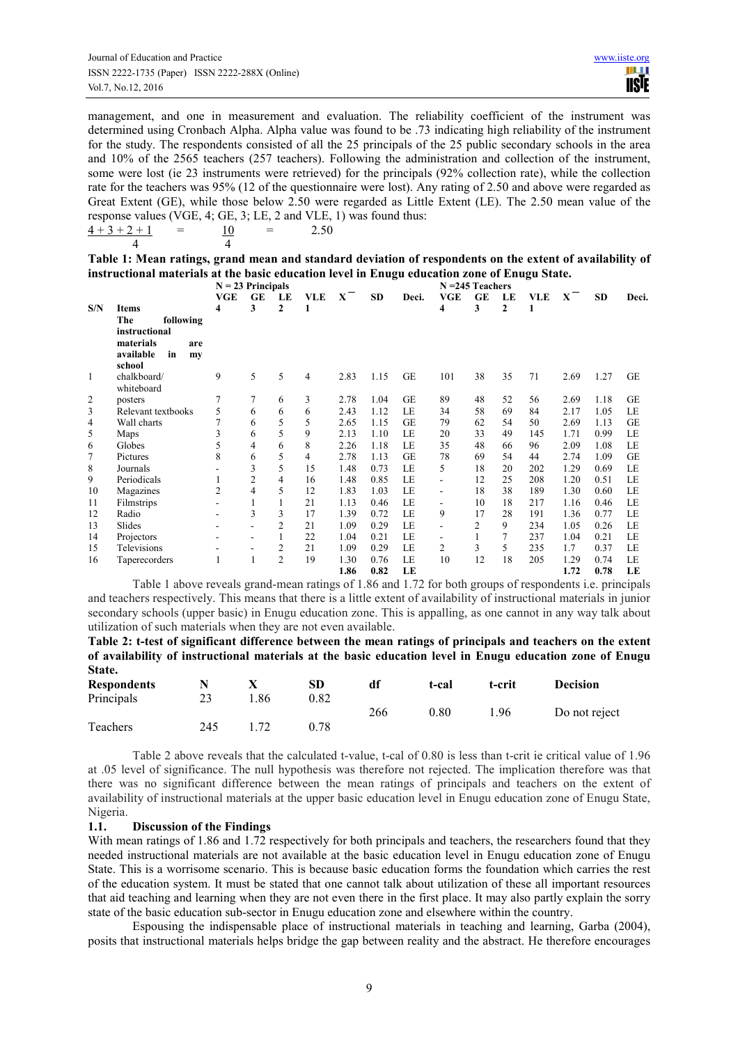management, and one in measurement and evaluation. The reliability coefficient of the instrument was determined using Cronbach Alpha. Alpha value was found to be .73 indicating high reliability of the instrument for the study. The respondents consisted of all the 25 principals of the 25 public secondary schools in the area and 10% of the 2565 teachers (257 teachers). Following the administration and collection of the instrument, some were lost (ie 23 instruments were retrieved) for the principals (92% collection rate), while the collection rate for the teachers was 95% (12 of the questionnaire were lost). Any rating of 2.50 and above were regarded as Great Extent (GE), while those below 2.50 were regarded as Little Extent (LE). The 2.50 mean value of the response values (VGE, 4; GE, 3; LE, 2 and VLE, 1) was found thus:

$$\frac{4+3+2+1}{4} = \frac{10}{4} = 2.50$$

**Table 1: Mean ratings, grand mean and standard deviation of respondents on the extent of availability of instructional materials at the basic education level in Enugu education zone of Enugu State.**

| | | N = 23 Principals | | | | | | | N =245 Teachers | | | | | | |
|---|---|---|---|---|---|---|---|---|---|---|---|---|---|---|---|
| | | VGE | GE | LE | VLE | $\bar{X}$ | SD | Deci. | VGE | GE | LE | VLE | $\bar{X}$ | SD | Deci. |
| S/N | Items | 4 | 3 | 2 | 1 | | | | 4 | 3 | 2 | 1 | | | |
| | The following instructional materials are available in my school | | | | | | | | | | | | | | |
| 1 | chalkboard/ whiteboard | 9 | 5 | 5 | 4 | 2.83 | 1.15 | GE | 101 | 38 | 35 | 71 | 2.69 | 1.27 | GE |
| 2 | posters | 7 | 7 | 6 | 3 | 2.78 | 1.04 | GE | 89 | 48 | 52 | 56 | 2.69 | 1.18 | GE |
| 3 | Relevant textbooks | 5 | 6 | 6 | 6 | 2.43 | 1.12 | LE | 34 | 58 | 69 | 84 | 2.17 | 1.05 | LE |
| 4 | Wall charts | 7 | 6 | 5 | 5 | 2.65 | 1.15 | GE | 79 | 62 | 54 | 50 | 2.69 | 1.13 | GE |
| 5 | Maps | 3 | 6 | 5 | 9 | 2.13 | 1.10 | LE | 20 | 33 | 49 | 145 | 1.71 | 0.99 | LE |
| 6 | Globes | 5 | 4 | 6 | 8 | 2.26 | 1.18 | LE | 35 | 48 | 66 | 96 | 2.09 | 1.08 | LE |
| 7 | Pictures | 8 | 6 | 5 | 4 | 2.78 | 1.13 | GE | 78 | 69 | 54 | 44 | 2.74 | 1.09 | GE |
| 8 | Journals | - | 3 | 5 | 15 | 1.48 | 0.73 | LE | 5 | 18 | 20 | 202 | 1.29 | 0.69 | LE |
| 9 | Periodicals | 1 | 2 | 4 | 16 | 1.48 | 0.85 | LE | - | 12 | 25 | 208 | 1.20 | 0.51 | LE |
| 10 | Magazines | 2 | 4 | 5 | 12 | 1.83 | 1.03 | LE | - | 18 | 38 | 189 | 1.30 | 0.60 | LE |
| 11 | Filmstrips | - | 1 | 1 | 21 | 1.13 | 0.46 | LE | - | 10 | 18 | 217 | 1.16 | 0.46 | LE |
| 12 | Radio | - | 3 | 3 | 17 | 1.39 | 0.72 | LE | 9 | 17 | 28 | 191 | 1.36 | 0.77 | LE |
| 13 | Slides | - | - | 2 | 21 | 1.09 | 0.29 | LE | - | 2 | 9 | 234 | 1.05 | 0.26 | LE |
| 14 | Projectors | - | - | 1 | 22 | 1.04 | 0.21 | LE | - | 1 | 7 | 237 | 1.04 | 0.21 | LE |
| 15 | Televisions | - | - | 2 | 21 | 1.09 | 0.29 | LE | 2 | 3 | 5 | 235 | 1.7 | 0.37 | LE |
| 16 | Taperecorders | 1 | 1 | 2 | 19 | 1.30 | 0.76 | LE | 10 | 12 | 18 | 205 | 1.29 | 0.74 | LE |
| | | | | | | **1.86** | **0.82** | **LE** | | | | | **1.72** | **0.78** | **LE** |

Table 1 above reveals grand-mean ratings of 1.86 and 1.72 for both groups of respondents i.e. principals and teachers respectively. This means that there is a little extent of availability of instructional materials in junior secondary schools (upper basic) in Enugu education zone. This is appalling, as one cannot in any way talk about utilization of such materials when they are not even available.

**Table 2: t-test of significant difference between the mean ratings of principals and teachers on the extent of availability of instructional materials at the basic education level in Enugu education zone of Enugu State.**

| Respondents | N | X | SD | df | t-cal | t-crit | Decision |
|---|---|---|---|---|---|---|---|
| Principals | 23 | 1.86 | 0.82 | 266 | 0.80 | 1.96 | Do not reject |
| Teachers | 245 | 1.72 | 0.78 | | | | |

Table 2 above reveals that the calculated t-value, t-cal of 0.80 is less than t-crit ie critical value of 1.96 at .05 level of significance. The null hypothesis was therefore not rejected. The implication therefore was that there was no significant difference between the mean ratings of principals and teachers on the extent of availability of instructional materials at the upper basic education level in Enugu education zone of Enugu State, Nigeria.

## 1.1. Discussion of the Findings

With mean ratings of 1.86 and 1.72 respectively for both principals and teachers, the researchers found that they needed instructional materials are not available at the basic education level in Enugu education zone of Enugu State. This is a worrisome scenario. This is because basic education forms the foundation which carries the rest of the education system. It must be stated that one cannot talk about utilization of these all important resources that aid teaching and learning when they are not even there in the first place. It may also partly explain the sorry state of the basic education sub-sector in Enugu education zone and elsewhere within the country.

Espousing the indispensable place of instructional materials in teaching and learning, Garba (2004), posits that instructional materials helps bridge the gap between reality and the abstract. He therefore encourages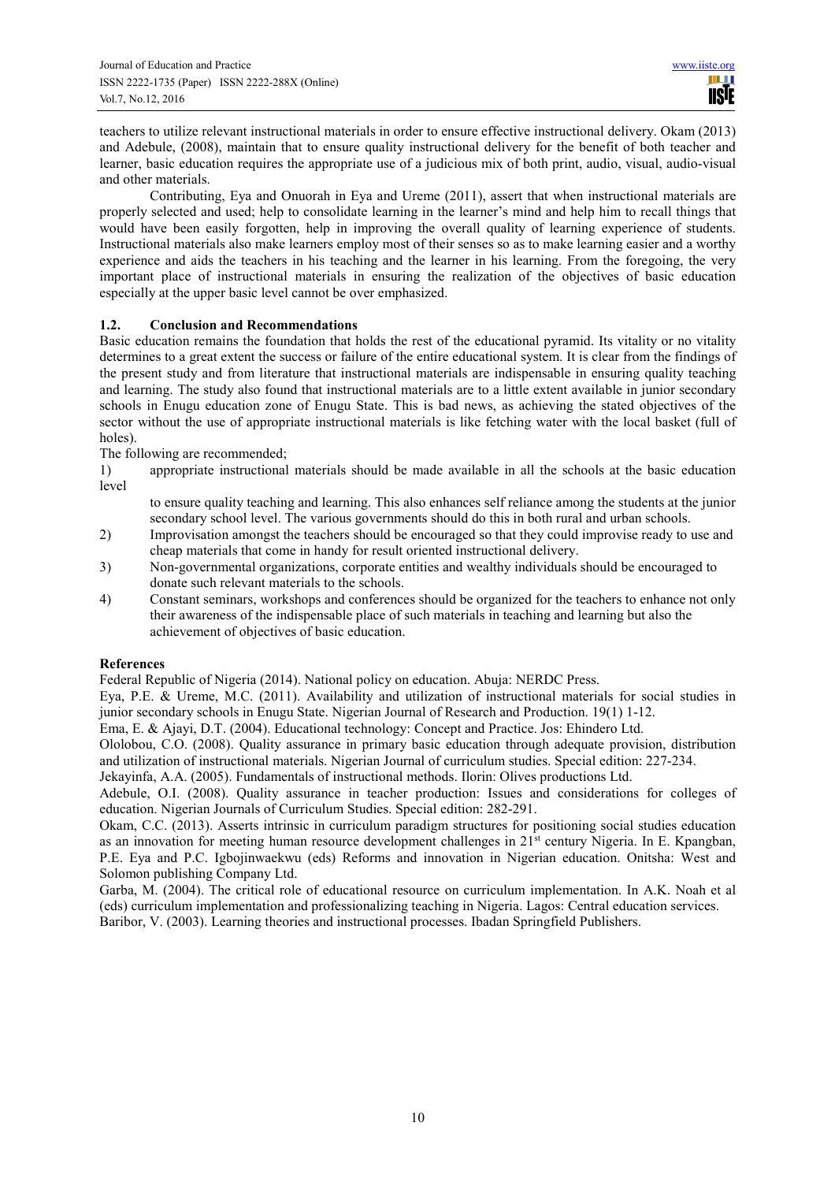teachers to utilize relevant instructional materials in order to ensure effective instructional delivery. Okam (2013) and Adebule, (2008), maintain that to ensure quality instructional delivery for the benefit of both teacher and learner, basic education requires the appropriate use of a judicious mix of both print, audio, visual, audio-visual and other materials.

Contributing, Eya and Onuorah in Eya and Ureme (2011), assert that when instructional materials are properly selected and used; help to consolidate learning in the learner's mind and help him to recall things that would have been easily forgotten, help in improving the overall quality of learning experience of students. Instructional materials also make learners employ most of their senses so as to make learning easier and a worthy experience and aids the teachers in his teaching and the learner in his learning. From the foregoing, the very important place of instructional materials in ensuring the realization of the objectives of basic education especially at the upper basic level cannot be over emphasized.

## 1.2. Conclusion and Recommendations

Basic education remains the foundation that holds the rest of the educational pyramid. Its vitality or no vitality determines to a great extent the success or failure of the entire educational system. It is clear from the findings of the present study and from literature that instructional materials are indispensable in ensuring quality teaching and learning. The study also found that instructional materials are to a little extent available in junior secondary schools in Enugu education zone of Enugu State. This is bad news, as achieving the stated objectives of the sector without the use of appropriate instructional materials is like fetching water with the local basket (full of holes).

The following are recommended;

1) appropriate instructional materials should be made available in all the schools at the basic education level to ensure quality teaching and learning. This also enhances self reliance among the students at the junior secondary school level. The various governments should do this in both rural and urban schools.
2) Improvisation amongst the teachers should be encouraged so that they could improvise ready to use and cheap materials that come in handy for result oriented instructional delivery.
3) Non-governmental organizations, corporate entities and wealthy individuals should be encouraged to donate such relevant materials to the schools.
4) Constant seminars, workshops and conferences should be organized for the teachers to enhance not only their awareness of the indispensable place of such materials in teaching and learning but also the achievement of objectives of basic education.

## References

Federal Republic of Nigeria (2014). National policy on education. Abuja: NERDC Press.

Eya, P.E. & Ureme, M.C. (2011). Availability and utilization of instructional materials for social studies in junior secondary schools in Enugu State. Nigerian Journal of Research and Production. 19(1) 1-12.

Ema, E. & Ajayi, D.T. (2004). Educational technology: Concept and Practice. Jos: Ehindero Ltd.

Ololobou, C.O. (2008). Quality assurance in primary basic education through adequate provision, distribution and utilization of instructional materials. Nigerian Journal of curriculum studies. Special edition: 227-234.

Jekayinfa, A.A. (2005). Fundamentals of instructional methods. Ilorin: Olives productions Ltd.

Adebule, O.I. (2008). Quality assurance in teacher production: Issues and considerations for colleges of education. Nigerian Journals of Curriculum Studies. Special edition: 282-291.

Okam, C.C. (2013). Asserts intrinsic in curriculum paradigm structures for positioning social studies education as an innovation for meeting human resource development challenges in 21st century Nigeria. In E. Kpangban, P.E. Eya and P.C. Igbojinwaekwu (eds) Reforms and innovation in Nigerian education. Onitsha: West and Solomon publishing Company Ltd.

Garba, M. (2004). The critical role of educational resource on curriculum implementation. In A.K. Noah et al (eds) curriculum implementation and professionalizing teaching in Nigeria. Lagos: Central education services.

Baribor, V. (2003). Learning theories and instructional processes. Ibadan Springfield Publishers.